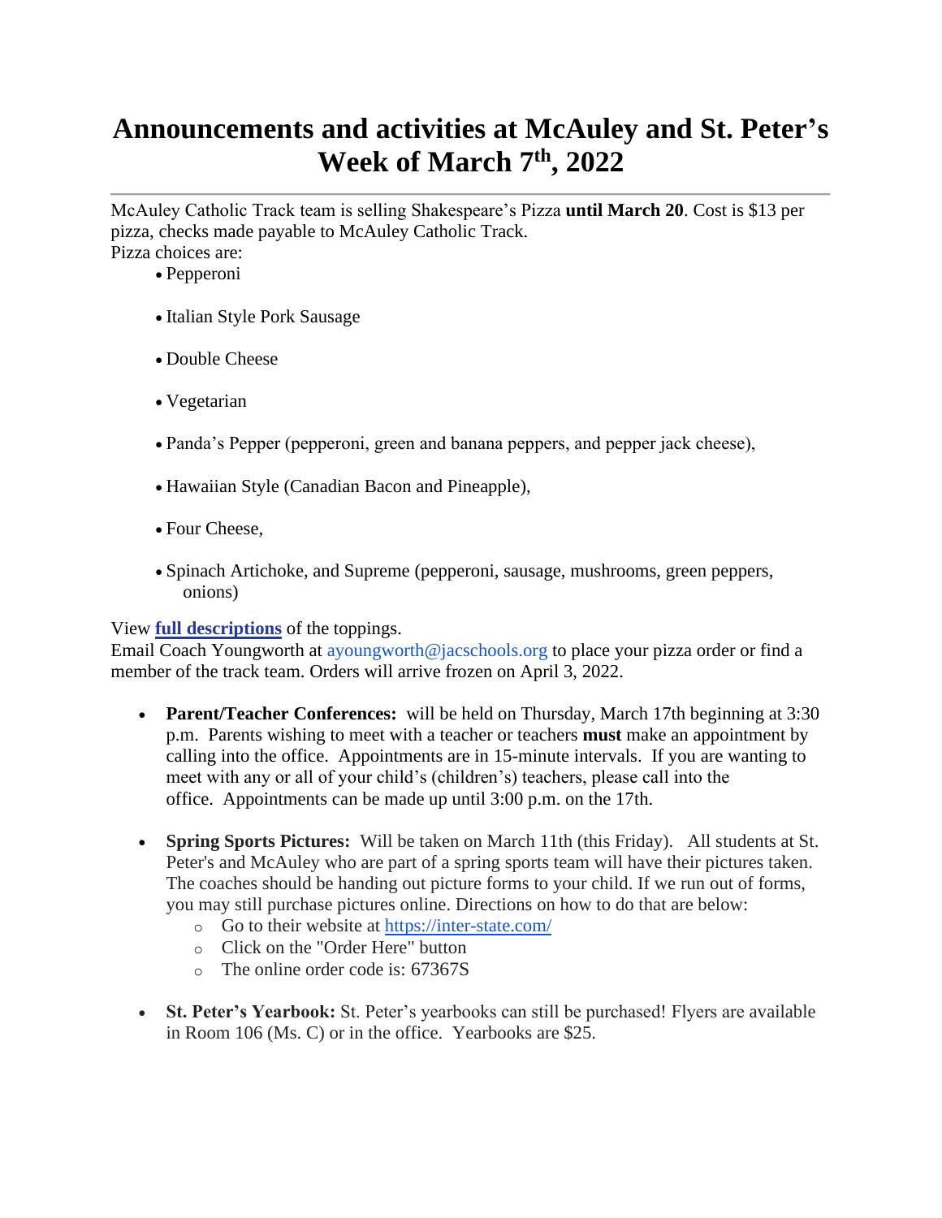# Announcements and activities at McAuley and St. Peter's Week of March 7$^{th}$, 2022

---

McAuley Catholic Track team is selling Shakespeare's Pizza **until March 20**. Cost is $13 per pizza, checks made payable to McAuley Catholic Track.
Pizza choices are:

- Pepperoni
- Italian Style Pork Sausage
- Double Cheese
- Vegetarian
- Panda's Pepper (pepperoni, green and banana peppers, and pepper jack cheese),
- Hawaiian Style (Canadian Bacon and Pineapple),
- Four Cheese,
- Spinach Artichoke, and Supreme (pepperoni, sausage, mushrooms, green peppers, onions)

View **full descriptions** of the toppings.
Email Coach Youngworth at ayoungworth@jacschools.org to place your pizza order or find a member of the track team. Orders will arrive frozen on April 3, 2022.

- **Parent/Teacher Conferences:** will be held on Thursday, March 17th beginning at 3:30 p.m. Parents wishing to meet with a teacher or teachers **must** make an appointment by calling into the office. Appointments are in 15-minute intervals. If you are wanting to meet with any or all of your child's (children's) teachers, please call into the office. Appointments can be made up until 3:00 p.m. on the 17th.

- **Spring Sports Pictures:** Will be taken on March 11th (this Friday). All students at St. Peter's and McAuley who are part of a spring sports team will have their pictures taken. The coaches should be handing out picture forms to your child. If we run out of forms, you may still purchase pictures online. Directions on how to do that are below:
  - Go to their website at https://inter-state.com/
  - Click on the "Order Here" button
  - The online order code is: 67367S

- **St. Peter's Yearbook:** St. Peter's yearbooks can still be purchased! Flyers are available in Room 106 (Ms. C) or in the office. Yearbooks are $25.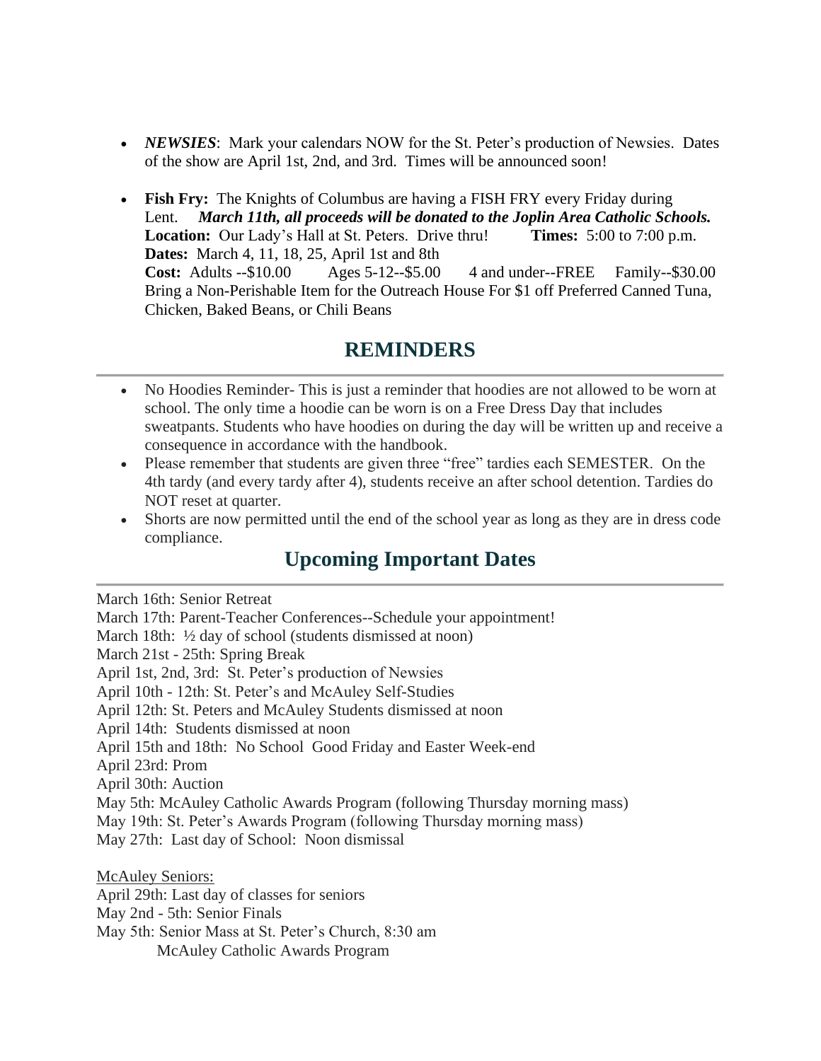- ***NEWSIES***: Mark your calendars NOW for the St. Peter's production of Newsies. Dates of the show are April 1st, 2nd, and 3rd. Times will be announced soon!

- **Fish Fry:** The Knights of Columbus are having a FISH FRY every Friday during Lent. ***March 11th, all proceeds will be donated to the Joplin Area Catholic Schools.***
  **Location:** Our Lady's Hall at St. Peters. Drive thru! **Times:** 5:00 to 7:00 p.m.
  **Dates:** March 4, 11, 18, 25, April 1st and 8th
  **Cost:** Adults --$10.00 Ages 5-12--$5.00 4 and under--FREE Family--$30.00
  Bring a Non-Perishable Item for the Outreach House For $1 off Preferred Canned Tuna, Chicken, Baked Beans, or Chili Beans

## REMINDERS

- No Hoodies Reminder- This is just a reminder that hoodies are not allowed to be worn at school. The only time a hoodie can be worn is on a Free Dress Day that includes sweatpants. Students who have hoodies on during the day will be written up and receive a consequence in accordance with the handbook.
- Please remember that students are given three "free" tardies each SEMESTER. On the 4th tardy (and every tardy after 4), students receive an after school detention. Tardies do NOT reset at quarter.
- Shorts are now permitted until the end of the school year as long as they are in dress code compliance.

## Upcoming Important Dates

March 16th: Senior Retreat
March 17th: Parent-Teacher Conferences--Schedule your appointment!
March 18th: ½ day of school (students dismissed at noon)
March 21st - 25th: Spring Break
April 1st, 2nd, 3rd: St. Peter's production of Newsies
April 10th - 12th: St. Peter's and McAuley Self-Studies
April 12th: St. Peters and McAuley Students dismissed at noon
April 14th: Students dismissed at noon
April 15th and 18th: No School Good Friday and Easter Week-end
April 23rd: Prom
April 30th: Auction
May 5th: McAuley Catholic Awards Program (following Thursday morning mass)
May 19th: St. Peter's Awards Program (following Thursday morning mass)
May 27th: Last day of School: Noon dismissal

McAuley Seniors:
April 29th: Last day of classes for seniors
May 2nd - 5th: Senior Finals
May 5th: Senior Mass at St. Peter's Church, 8:30 am
McAuley Catholic Awards Program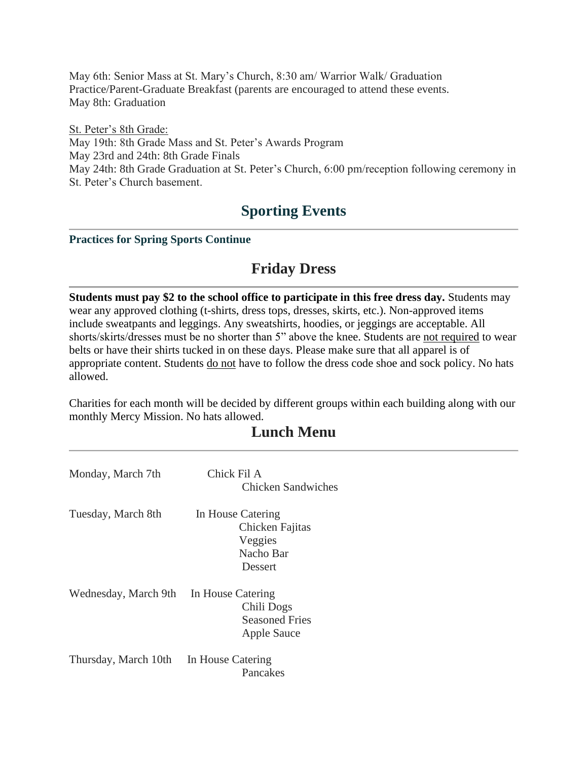May 6th: Senior Mass at St. Mary's Church, 8:30 am/ Warrior Walk/ Graduation Practice/Parent-Graduate Breakfast (parents are encouraged to attend these events.
May 8th: Graduation

St. Peter's 8th Grade:
May 19th: 8th Grade Mass and St. Peter's Awards Program
May 23rd and 24th: 8th Grade Finals
May 24th: 8th Grade Graduation at St. Peter's Church, 6:00 pm/reception following ceremony in St. Peter's Church basement.

## Sporting Events

### Practices for Spring Sports Continue

## Friday Dress

**Students must pay $2 to the school office to participate in this free dress day.** Students may wear any approved clothing (t-shirts, dress tops, dresses, skirts, etc.). Non-approved items include sweatpants and leggings. Any sweatshirts, hoodies, or jeggings are acceptable. All shorts/skirts/dresses must be no shorter than 5" above the knee. Students are not required to wear belts or have their shirts tucked in on these days. Please make sure that all apparel is of appropriate content. Students do not have to follow the dress code shoe and sock policy. No hats allowed.

Charities for each month will be decided by different groups within each building along with our monthly Mercy Mission. No hats allowed.

## Lunch Menu

Monday, March 7th — Chick Fil A
Chicken Sandwiches

Tuesday, March 8th — In House Catering
Chicken Fajitas
Veggies
Nacho Bar
Dessert

Wednesday, March 9th — In House Catering
Chili Dogs
Seasoned Fries
Apple Sauce

Thursday, March 10th — In House Catering
Pancakes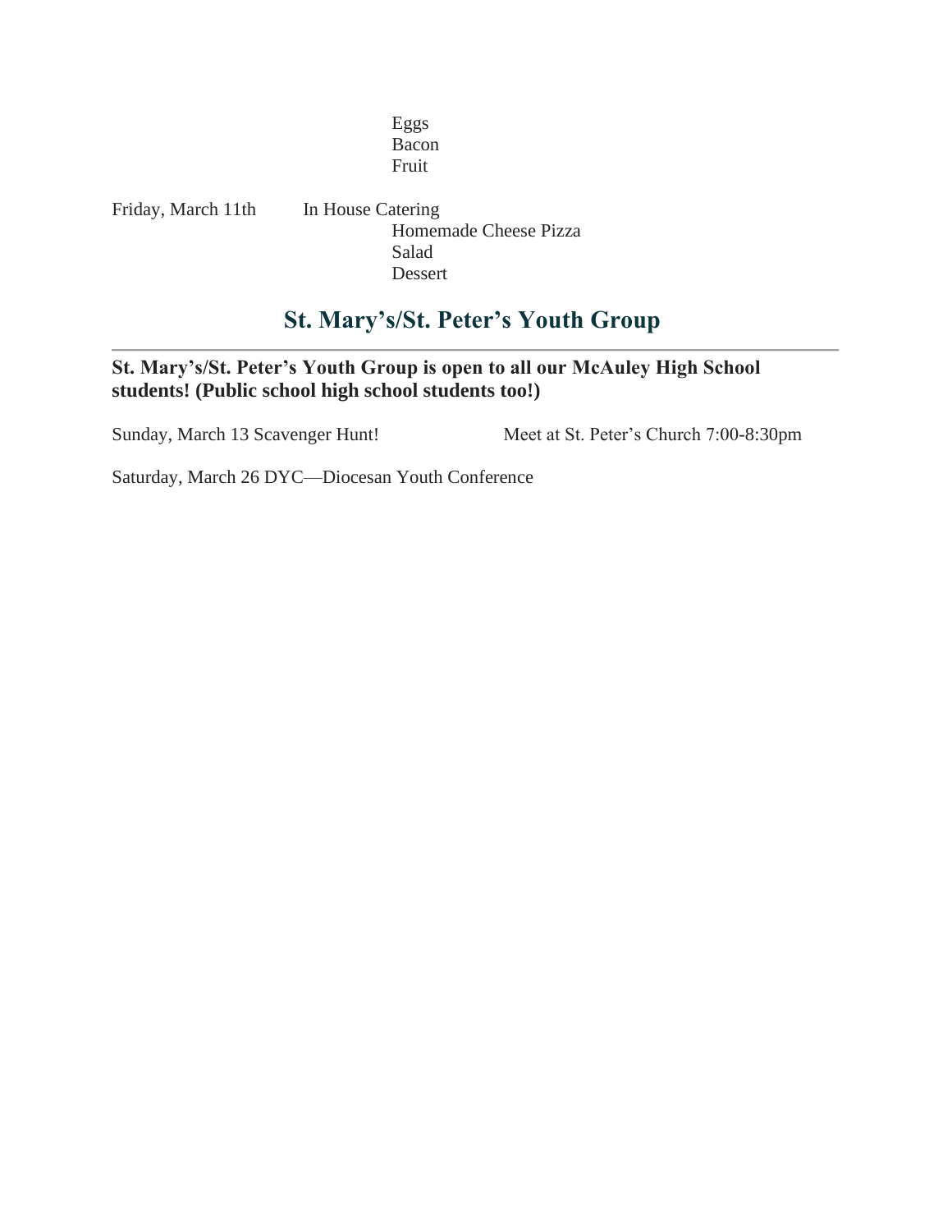Eggs
Bacon
Fruit

Friday, March 11th In House Catering
Homemade Cheese Pizza
Salad
Dessert

## St. Mary's/St. Peter's Youth Group

---

**St. Mary's/St. Peter's Youth Group is open to all our McAuley High School students! (Public school high school students too!)**

Sunday, March 13 Scavenger Hunt! Meet at St. Peter's Church 7:00-8:30pm

Saturday, March 26 DYC—Diocesan Youth Conference